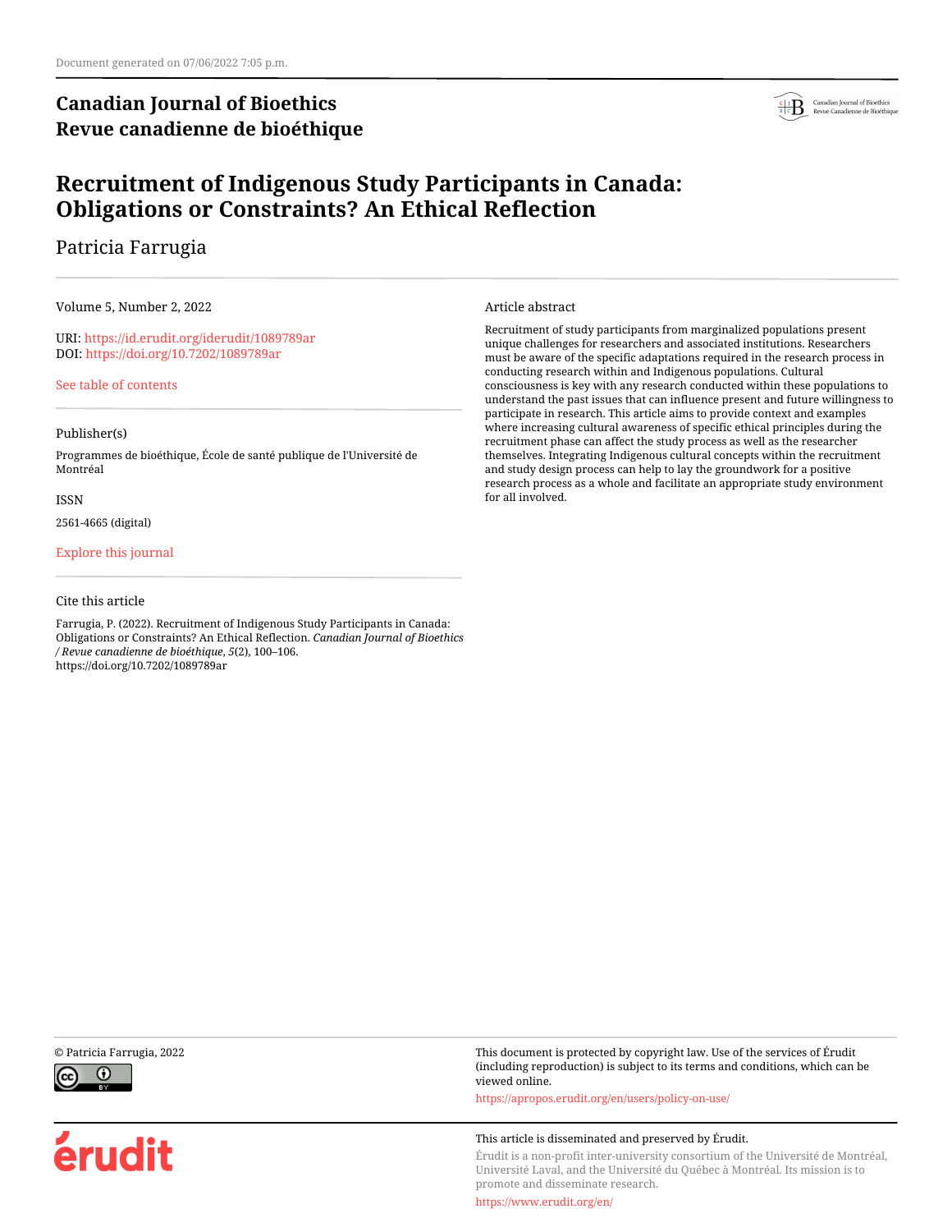Document generated on 07/06/2022 7:05 p.m.

# Canadian Journal of Bioethics
# Revue canadienne de bioéthique

# Recruitment of Indigenous Study Participants in Canada: Obligations or Constraints? An Ethical Reflection

Patricia Farrugia

Volume 5, Number 2, 2022

URI: https://id.erudit.org/iderudit/1089789ar
DOI: https://doi.org/10.7202/1089789ar

See table of contents

Publisher(s)

Programmes de bioéthique, École de santé publique de l'Université de Montréal

ISSN

2561-4665 (digital)

Explore this journal

Cite this article

Farrugia, P. (2022). Recruitment of Indigenous Study Participants in Canada: Obligations or Constraints? An Ethical Reflection. *Canadian Journal of Bioethics / Revue canadienne de bioéthique*, *5*(2), 100–106. https://doi.org/10.7202/1089789ar

Article abstract

Recruitment of study participants from marginalized populations present unique challenges for researchers and associated institutions. Researchers must be aware of the specific adaptations required in the research process in conducting research within and Indigenous populations. Cultural consciousness is key with any research conducted within these populations to understand the past issues that can influence present and future willingness to participate in research. This article aims to provide context and examples where increasing cultural awareness of specific ethical principles during the recruitment phase can affect the study process as well as the researcher themselves. Integrating Indigenous cultural concepts within the recruitment and study design process can help to lay the groundwork for a positive research process as a whole and facilitate an appropriate study environment for all involved.

© Patricia Farrugia, 2022

This document is protected by copyright law. Use of the services of Érudit (including reproduction) is subject to its terms and conditions, which can be viewed online.

https://apropos.erudit.org/en/users/policy-on-use/

This article is disseminated and preserved by Érudit.

Érudit is a non-profit inter-university consortium of the Université de Montréal, Université Laval, and the Université du Québec à Montréal. Its mission is to promote and disseminate research.

https://www.erudit.org/en/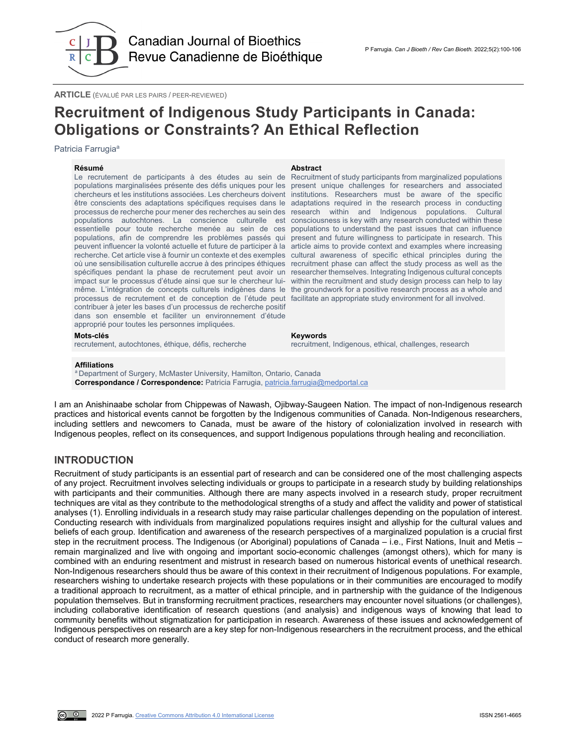**ARTICLE** (ÉVALUÉ PAR LES PAIRS / PEER-REVIEWED)

# Recruitment of Indigenous Study Participants in Canada: Obligations or Constraints? An Ethical Reflection

Patricia Farrugia[a]

**Résumé**

Le recrutement de participants à des études au sein de populations marginalisées présente des défis uniques pour les chercheurs et les institutions associées. Les chercheurs doivent être conscients des adaptations spécifiques requises dans le processus de recherche pour mener des recherches au sein des populations autochtones. La conscience culturelle est essentielle pour toute recherche menée au sein de ces populations, afin de comprendre les problèmes passés qui peuvent influencer la volonté actuelle et future de participer à la recherche. Cet article vise à fournir un contexte et des exemples où une sensibilisation culturelle accrue à des principes éthiques spécifiques pendant la phase de recrutement peut avoir un impact sur le processus d'étude ainsi que sur le chercheur lui-même. L'intégration de concepts culturels indigènes dans le processus de recrutement et de conception de l'étude peut contribuer à jeter les bases d'un processus de recherche positif dans son ensemble et faciliter un environnement d'étude approprié pour toutes les personnes impliquées.

**Mots-clés**

recrutement, autochtones, éthique, défis, recherche

**Abstract**

Recruitment of study participants from marginalized populations present unique challenges for researchers and associated institutions. Researchers must be aware of the specific adaptations required in the research process in conducting research within and Indigenous populations. Cultural consciousness is key with any research conducted within these populations to understand the past issues that can influence present and future willingness to participate in research. This article aims to provide context and examples where increasing cultural awareness of specific ethical principles during the recruitment phase can affect the study process as well as the researcher themselves. Integrating Indigenous cultural concepts within the recruitment and study design process can help to lay the groundwork for a positive research process as a whole and facilitate an appropriate study environment for all involved.

**Keywords**

recruitment, Indigenous, ethical, challenges, research

**Affiliations**

[a] Department of Surgery, McMaster University, Hamilton, Ontario, Canada

**Correspondance / Correspondence:** Patricia Farrugia, patricia.farrugia@medportal.ca

I am an Anishinaabe scholar from Chippewas of Nawash, Ojibway-Saugeen Nation. The impact of non-Indigenous research practices and historical events cannot be forgotten by the Indigenous communities of Canada. Non-Indigenous researchers, including settlers and newcomers to Canada, must be aware of the history of colonialization involved in research with Indigenous peoples, reflect on its consequences, and support Indigenous populations through healing and reconciliation.

## INTRODUCTION

Recruitment of study participants is an essential part of research and can be considered one of the most challenging aspects of any project. Recruitment involves selecting individuals or groups to participate in a research study by building relationships with participants and their communities. Although there are many aspects involved in a research study, proper recruitment techniques are vital as they contribute to the methodological strengths of a study and affect the validity and power of statistical analyses (1). Enrolling individuals in a research study may raise particular challenges depending on the population of interest. Conducting research with individuals from marginalized populations requires insight and allyship for the cultural values and beliefs of each group. Identification and awareness of the research perspectives of a marginalized population is a crucial first step in the recruitment process. The Indigenous (or Aboriginal) populations of Canada – i.e., First Nations, Inuit and Metis – remain marginalized and live with ongoing and important socio-economic challenges (amongst others), which for many is combined with an enduring resentment and mistrust in research based on numerous historical events of unethical research. Non-Indigenous researchers should thus be aware of this context in their recruitment of Indigenous populations. For example, researchers wishing to undertake research projects with these populations or in their communities are encouraged to modify a traditional approach to recruitment, as a matter of ethical principle, and in partnership with the guidance of the Indigenous population themselves. But in transforming recruitment practices, researchers may encounter novel situations (or challenges), including collaborative identification of research questions (and analysis) and indigenous ways of knowing that lead to community benefits without stigmatization for participation in research. Awareness of these issues and acknowledgement of Indigenous perspectives on research are a key step for non-Indigenous researchers in the recruitment process, and the ethical conduct of research more generally.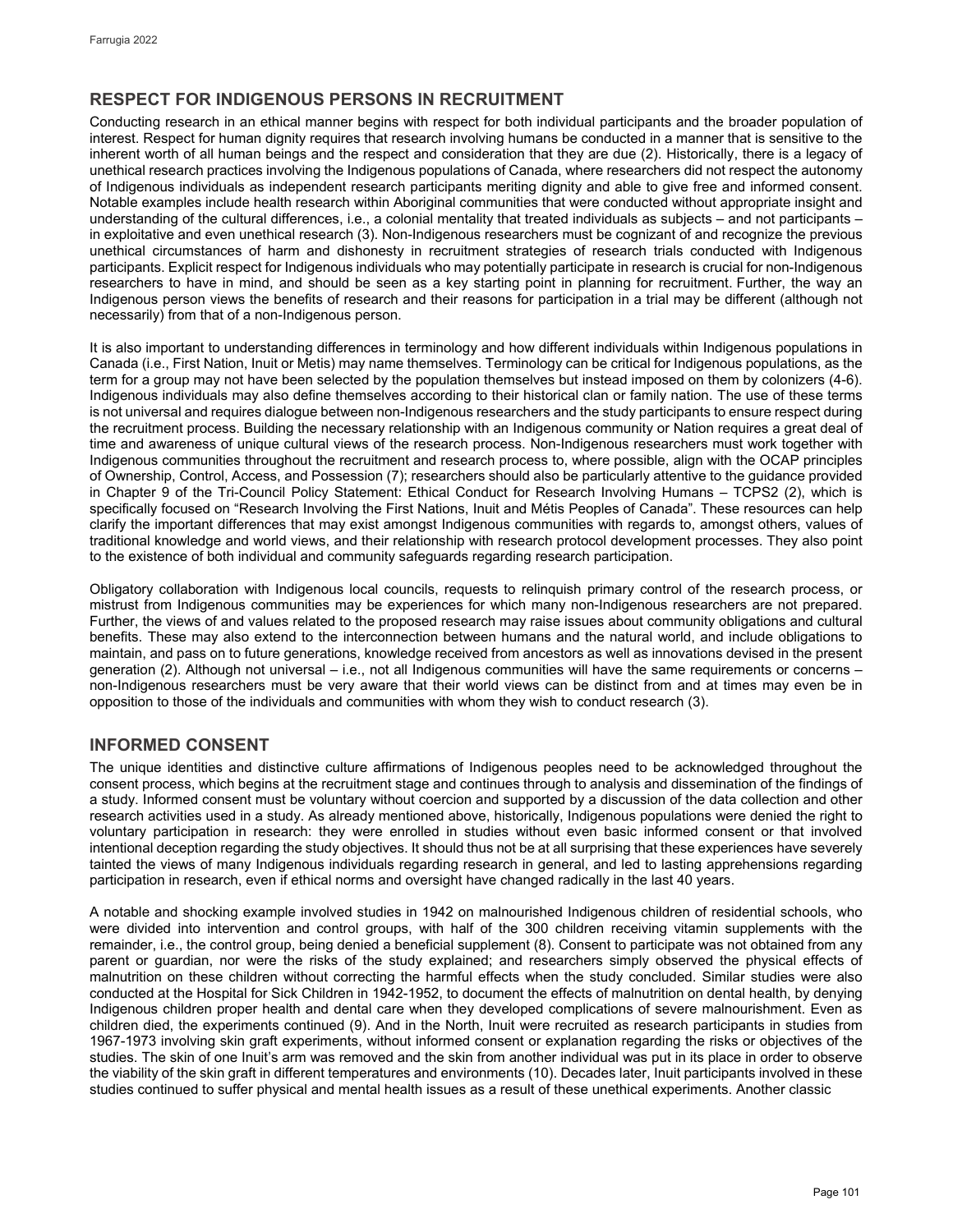## RESPECT FOR INDIGENOUS PERSONS IN RECRUITMENT

Conducting research in an ethical manner begins with respect for both individual participants and the broader population of interest. Respect for human dignity requires that research involving humans be conducted in a manner that is sensitive to the inherent worth of all human beings and the respect and consideration that they are due (2). Historically, there is a legacy of unethical research practices involving the Indigenous populations of Canada, where researchers did not respect the autonomy of Indigenous individuals as independent research participants meriting dignity and able to give free and informed consent. Notable examples include health research within Aboriginal communities that were conducted without appropriate insight and understanding of the cultural differences, i.e., a colonial mentality that treated individuals as subjects – and not participants – in exploitative and even unethical research (3). Non-Indigenous researchers must be cognizant of and recognize the previous unethical circumstances of harm and dishonesty in recruitment strategies of research trials conducted with Indigenous participants. Explicit respect for Indigenous individuals who may potentially participate in research is crucial for non-Indigenous researchers to have in mind, and should be seen as a key starting point in planning for recruitment. Further, the way an Indigenous person views the benefits of research and their reasons for participation in a trial may be different (although not necessarily) from that of a non-Indigenous person.

It is also important to understanding differences in terminology and how different individuals within Indigenous populations in Canada (i.e., First Nation, Inuit or Metis) may name themselves. Terminology can be critical for Indigenous populations, as the term for a group may not have been selected by the population themselves but instead imposed on them by colonizers (4-6). Indigenous individuals may also define themselves according to their historical clan or family nation. The use of these terms is not universal and requires dialogue between non-Indigenous researchers and the study participants to ensure respect during the recruitment process. Building the necessary relationship with an Indigenous community or Nation requires a great deal of time and awareness of unique cultural views of the research process. Non-Indigenous researchers must work together with Indigenous communities throughout the recruitment and research process to, where possible, align with the OCAP principles of Ownership, Control, Access, and Possession (7); researchers should also be particularly attentive to the guidance provided in Chapter 9 of the Tri-Council Policy Statement: Ethical Conduct for Research Involving Humans – TCPS2 (2), which is specifically focused on "Research Involving the First Nations, Inuit and Métis Peoples of Canada". These resources can help clarify the important differences that may exist amongst Indigenous communities with regards to, amongst others, values of traditional knowledge and world views, and their relationship with research protocol development processes. They also point to the existence of both individual and community safeguards regarding research participation.

Obligatory collaboration with Indigenous local councils, requests to relinquish primary control of the research process, or mistrust from Indigenous communities may be experiences for which many non-Indigenous researchers are not prepared. Further, the views of and values related to the proposed research may raise issues about community obligations and cultural benefits. These may also extend to the interconnection between humans and the natural world, and include obligations to maintain, and pass on to future generations, knowledge received from ancestors as well as innovations devised in the present generation (2). Although not universal – i.e., not all Indigenous communities will have the same requirements or concerns – non-Indigenous researchers must be very aware that their world views can be distinct from and at times may even be in opposition to those of the individuals and communities with whom they wish to conduct research (3).

## INFORMED CONSENT

The unique identities and distinctive culture affirmations of Indigenous peoples need to be acknowledged throughout the consent process, which begins at the recruitment stage and continues through to analysis and dissemination of the findings of a study. Informed consent must be voluntary without coercion and supported by a discussion of the data collection and other research activities used in a study. As already mentioned above, historically, Indigenous populations were denied the right to voluntary participation in research: they were enrolled in studies without even basic informed consent or that involved intentional deception regarding the study objectives. It should thus not be at all surprising that these experiences have severely tainted the views of many Indigenous individuals regarding research in general, and led to lasting apprehensions regarding participation in research, even if ethical norms and oversight have changed radically in the last 40 years.

A notable and shocking example involved studies in 1942 on malnourished Indigenous children of residential schools, who were divided into intervention and control groups, with half of the 300 children receiving vitamin supplements with the remainder, i.e., the control group, being denied a beneficial supplement (8). Consent to participate was not obtained from any parent or guardian, nor were the risks of the study explained; and researchers simply observed the physical effects of malnutrition on these children without correcting the harmful effects when the study concluded. Similar studies were also conducted at the Hospital for Sick Children in 1942-1952, to document the effects of malnutrition on dental health, by denying Indigenous children proper health and dental care when they developed complications of severe malnourishment. Even as children died, the experiments continued (9). And in the North, Inuit were recruited as research participants in studies from 1967-1973 involving skin graft experiments, without informed consent or explanation regarding the risks or objectives of the studies. The skin of one Inuit's arm was removed and the skin from another individual was put in its place in order to observe the viability of the skin graft in different temperatures and environments (10). Decades later, Inuit participants involved in these studies continued to suffer physical and mental health issues as a result of these unethical experiments. Another classic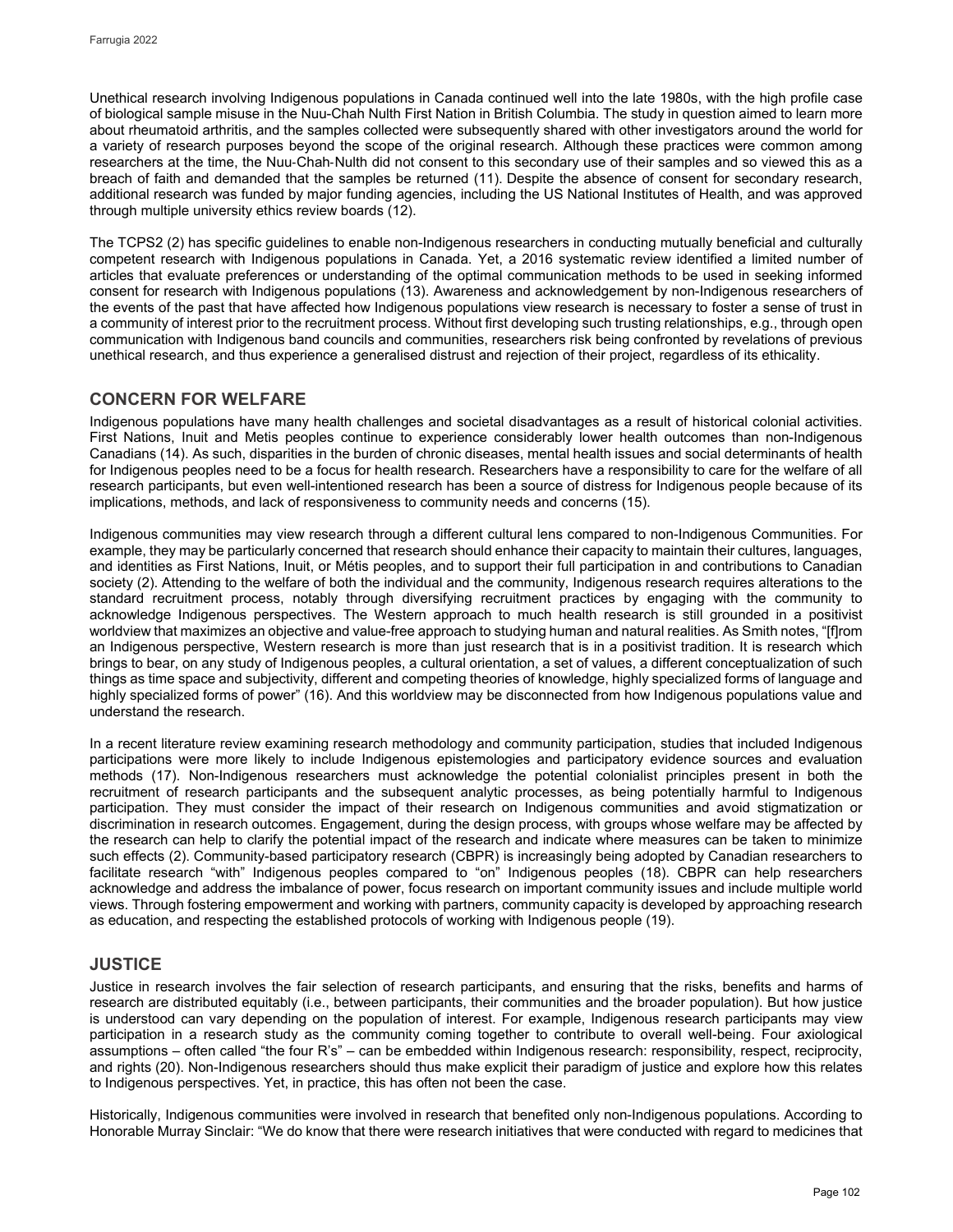Unethical research involving Indigenous populations in Canada continued well into the late 1980s, with the high profile case of biological sample misuse in the Nuu-Chah Nulth First Nation in British Columbia. The study in question aimed to learn more about rheumatoid arthritis, and the samples collected were subsequently shared with other investigators around the world for a variety of research purposes beyond the scope of the original research. Although these practices were common among researchers at the time, the Nuu-Chah-Nulth did not consent to this secondary use of their samples and so viewed this as a breach of faith and demanded that the samples be returned (11). Despite the absence of consent for secondary research, additional research was funded by major funding agencies, including the US National Institutes of Health, and was approved through multiple university ethics review boards (12).

The TCPS2 (2) has specific guidelines to enable non-Indigenous researchers in conducting mutually beneficial and culturally competent research with Indigenous populations in Canada. Yet, a 2016 systematic review identified a limited number of articles that evaluate preferences or understanding of the optimal communication methods to be used in seeking informed consent for research with Indigenous populations (13). Awareness and acknowledgement by non-Indigenous researchers of the events of the past that have affected how Indigenous populations view research is necessary to foster a sense of trust in a community of interest prior to the recruitment process. Without first developing such trusting relationships, e.g., through open communication with Indigenous band councils and communities, researchers risk being confronted by revelations of previous unethical research, and thus experience a generalised distrust and rejection of their project, regardless of its ethicality.

## CONCERN FOR WELFARE

Indigenous populations have many health challenges and societal disadvantages as a result of historical colonial activities. First Nations, Inuit and Metis peoples continue to experience considerably lower health outcomes than non-Indigenous Canadians (14). As such, disparities in the burden of chronic diseases, mental health issues and social determinants of health for Indigenous peoples need to be a focus for health research. Researchers have a responsibility to care for the welfare of all research participants, but even well-intentioned research has been a source of distress for Indigenous people because of its implications, methods, and lack of responsiveness to community needs and concerns (15).

Indigenous communities may view research through a different cultural lens compared to non-Indigenous Communities. For example, they may be particularly concerned that research should enhance their capacity to maintain their cultures, languages, and identities as First Nations, Inuit, or Métis peoples, and to support their full participation in and contributions to Canadian society (2). Attending to the welfare of both the individual and the community, Indigenous research requires alterations to the standard recruitment process, notably through diversifying recruitment practices by engaging with the community to acknowledge Indigenous perspectives. The Western approach to much health research is still grounded in a positivist worldview that maximizes an objective and value-free approach to studying human and natural realities. As Smith notes, "[f]rom an Indigenous perspective, Western research is more than just research that is in a positivist tradition. It is research which brings to bear, on any study of Indigenous peoples, a cultural orientation, a set of values, a different conceptualization of such things as time space and subjectivity, different and competing theories of knowledge, highly specialized forms of language and highly specialized forms of power" (16). And this worldview may be disconnected from how Indigenous populations value and understand the research.

In a recent literature review examining research methodology and community participation, studies that included Indigenous participations were more likely to include Indigenous epistemologies and participatory evidence sources and evaluation methods (17). Non-Indigenous researchers must acknowledge the potential colonialist principles present in both the recruitment of research participants and the subsequent analytic processes, as being potentially harmful to Indigenous participation. They must consider the impact of their research on Indigenous communities and avoid stigmatization or discrimination in research outcomes. Engagement, during the design process, with groups whose welfare may be affected by the research can help to clarify the potential impact of the research and indicate where measures can be taken to minimize such effects (2). Community-based participatory research (CBPR) is increasingly being adopted by Canadian researchers to facilitate research "with" Indigenous peoples compared to "on" Indigenous peoples (18). CBPR can help researchers acknowledge and address the imbalance of power, focus research on important community issues and include multiple world views. Through fostering empowerment and working with partners, community capacity is developed by approaching research as education, and respecting the established protocols of working with Indigenous people (19).

## JUSTICE

Justice in research involves the fair selection of research participants, and ensuring that the risks, benefits and harms of research are distributed equitably (i.e., between participants, their communities and the broader population). But how justice is understood can vary depending on the population of interest. For example, Indigenous research participants may view participation in a research study as the community coming together to contribute to overall well-being. Four axiological assumptions – often called "the four R's" – can be embedded within Indigenous research: responsibility, respect, reciprocity, and rights (20). Non-Indigenous researchers should thus make explicit their paradigm of justice and explore how this relates to Indigenous perspectives. Yet, in practice, this has often not been the case.

Historically, Indigenous communities were involved in research that benefited only non-Indigenous populations. According to Honorable Murray Sinclair: "We do know that there were research initiatives that were conducted with regard to medicines that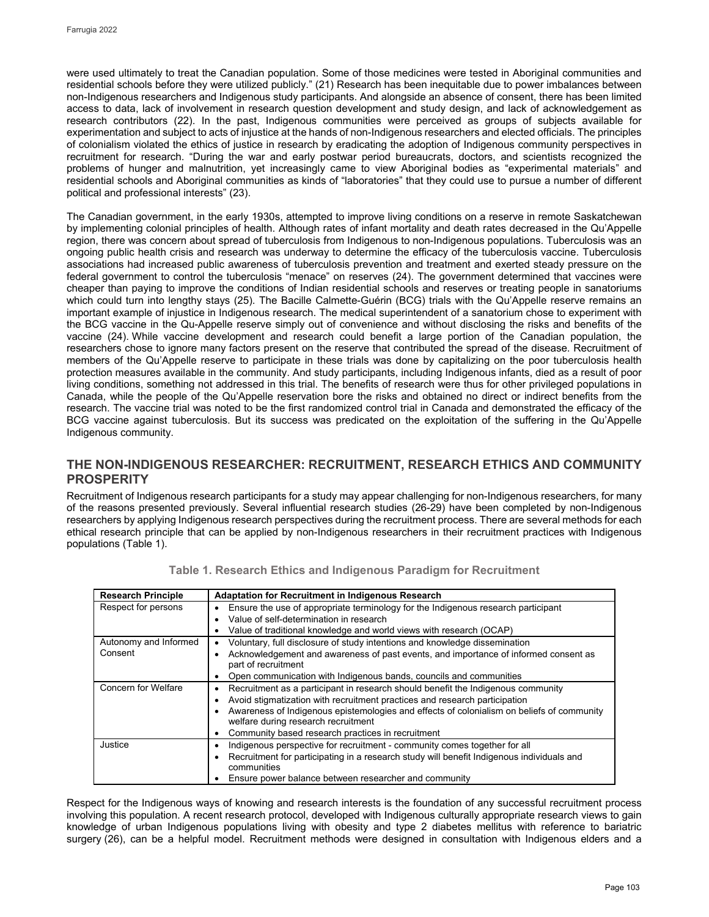were used ultimately to treat the Canadian population. Some of those medicines were tested in Aboriginal communities and residential schools before they were utilized publicly." (21) Research has been inequitable due to power imbalances between non-Indigenous researchers and Indigenous study participants. And alongside an absence of consent, there has been limited access to data, lack of involvement in research question development and study design, and lack of acknowledgement as research contributors (22). In the past, Indigenous communities were perceived as groups of subjects available for experimentation and subject to acts of injustice at the hands of non-Indigenous researchers and elected officials. The principles of colonialism violated the ethics of justice in research by eradicating the adoption of Indigenous community perspectives in recruitment for research. "During the war and early postwar period bureaucrats, doctors, and scientists recognized the problems of hunger and malnutrition, yet increasingly came to view Aboriginal bodies as "experimental materials" and residential schools and Aboriginal communities as kinds of "laboratories" that they could use to pursue a number of different political and professional interests" (23).

The Canadian government, in the early 1930s, attempted to improve living conditions on a reserve in remote Saskatchewan by implementing colonial principles of health. Although rates of infant mortality and death rates decreased in the Qu'Appelle region, there was concern about spread of tuberculosis from Indigenous to non-Indigenous populations. Tuberculosis was an ongoing public health crisis and research was underway to determine the efficacy of the tuberculosis vaccine. Tuberculosis associations had increased public awareness of tuberculosis prevention and treatment and exerted steady pressure on the federal government to control the tuberculosis "menace" on reserves (24). The government determined that vaccines were cheaper than paying to improve the conditions of Indian residential schools and reserves or treating people in sanatoriums which could turn into lengthy stays (25). The Bacille Calmette-Guérin (BCG) trials with the Qu'Appelle reserve remains an important example of injustice in Indigenous research. The medical superintendent of a sanatorium chose to experiment with the BCG vaccine in the Qu-Appelle reserve simply out of convenience and without disclosing the risks and benefits of the vaccine (24). While vaccine development and research could benefit a large portion of the Canadian population, the researchers chose to ignore many factors present on the reserve that contributed the spread of the disease. Recruitment of members of the Qu'Appelle reserve to participate in these trials was done by capitalizing on the poor tuberculosis health protection measures available in the community. And study participants, including Indigenous infants, died as a result of poor living conditions, something not addressed in this trial. The benefits of research were thus for other privileged populations in Canada, while the people of the Qu'Appelle reservation bore the risks and obtained no direct or indirect benefits from the research. The vaccine trial was noted to be the first randomized control trial in Canada and demonstrated the efficacy of the BCG vaccine against tuberculosis. But its success was predicated on the exploitation of the suffering in the Qu'Appelle Indigenous community.

## THE NON-INDIGENOUS RESEARCHER: RECRUITMENT, RESEARCH ETHICS AND COMMUNITY PROSPERITY

Recruitment of Indigenous research participants for a study may appear challenging for non-Indigenous researchers, for many of the reasons presented previously. Several influential research studies (26-29) have been completed by non-Indigenous researchers by applying Indigenous research perspectives during the recruitment process. There are several methods for each ethical research principle that can be applied by non-Indigenous researchers in their recruitment practices with Indigenous populations (Table 1).

**Table 1. Research Ethics and Indigenous Paradigm for Recruitment**

| Research Principle | Adaptation for Recruitment in Indigenous Research |
|---|---|
| Respect for persons | • Ensure the use of appropriate terminology for the Indigenous research participant<br>• Value of self-determination in research<br>• Value of traditional knowledge and world views with research (OCAP) |
| Autonomy and Informed Consent | • Voluntary, full disclosure of study intentions and knowledge dissemination<br>• Acknowledgement and awareness of past events, and importance of informed consent as part of recruitment<br>• Open communication with Indigenous bands, councils and communities |
| Concern for Welfare | • Recruitment as a participant in research should benefit the Indigenous community<br>• Avoid stigmatization with recruitment practices and research participation<br>• Awareness of Indigenous epistemologies and effects of colonialism on beliefs of community welfare during research recruitment<br>• Community based research practices in recruitment |
| Justice | • Indigenous perspective for recruitment - community comes together for all<br>• Recruitment for participating in a research study will benefit Indigenous individuals and communities<br>• Ensure power balance between researcher and community |

Respect for the Indigenous ways of knowing and research interests is the foundation of any successful recruitment process involving this population. A recent research protocol, developed with Indigenous culturally appropriate research views to gain knowledge of urban Indigenous populations living with obesity and type 2 diabetes mellitus with reference to bariatric surgery (26), can be a helpful model. Recruitment methods were designed in consultation with Indigenous elders and a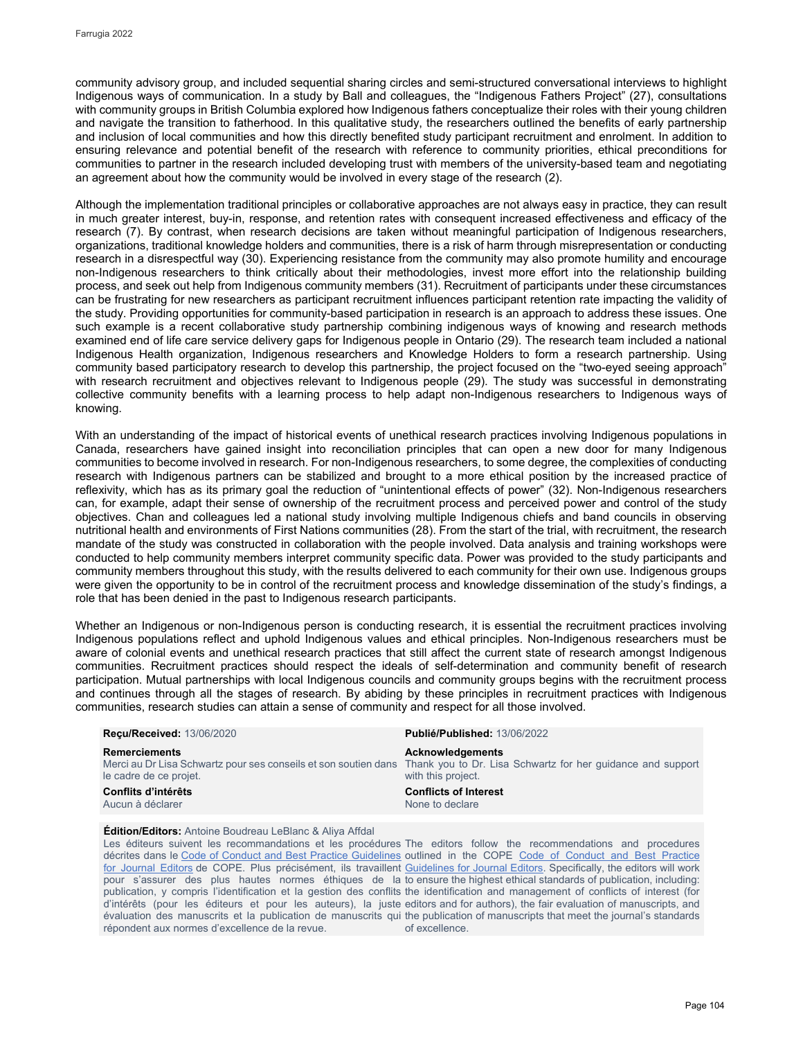community advisory group, and included sequential sharing circles and semi-structured conversational interviews to highlight Indigenous ways of communication. In a study by Ball and colleagues, the "Indigenous Fathers Project" (27), consultations with community groups in British Columbia explored how Indigenous fathers conceptualize their roles with their young children and navigate the transition to fatherhood. In this qualitative study, the researchers outlined the benefits of early partnership and inclusion of local communities and how this directly benefited study participant recruitment and enrolment. In addition to ensuring relevance and potential benefit of the research with reference to community priorities, ethical preconditions for communities to partner in the research included developing trust with members of the university-based team and negotiating an agreement about how the community would be involved in every stage of the research (2).

Although the implementation traditional principles or collaborative approaches are not always easy in practice, they can result in much greater interest, buy-in, response, and retention rates with consequent increased effectiveness and efficacy of the research (7). By contrast, when research decisions are taken without meaningful participation of Indigenous researchers, organizations, traditional knowledge holders and communities, there is a risk of harm through misrepresentation or conducting research in a disrespectful way (30). Experiencing resistance from the community may also promote humility and encourage non-Indigenous researchers to think critically about their methodologies, invest more effort into the relationship building process, and seek out help from Indigenous community members (31). Recruitment of participants under these circumstances can be frustrating for new researchers as participant recruitment influences participant retention rate impacting the validity of the study. Providing opportunities for community-based participation in research is an approach to address these issues. One such example is a recent collaborative study partnership combining indigenous ways of knowing and research methods examined end of life care service delivery gaps for Indigenous people in Ontario (29). The research team included a national Indigenous Health organization, Indigenous researchers and Knowledge Holders to form a research partnership. Using community based participatory research to develop this partnership, the project focused on the "two-eyed seeing approach" with research recruitment and objectives relevant to Indigenous people (29). The study was successful in demonstrating collective community benefits with a learning process to help adapt non-Indigenous researchers to Indigenous ways of knowing.

With an understanding of the impact of historical events of unethical research practices involving Indigenous populations in Canada, researchers have gained insight into reconciliation principles that can open a new door for many Indigenous communities to become involved in research. For non-Indigenous researchers, to some degree, the complexities of conducting research with Indigenous partners can be stabilized and brought to a more ethical position by the increased practice of reflexivity, which has as its primary goal the reduction of "unintentional effects of power" (32). Non-Indigenous researchers can, for example, adapt their sense of ownership of the recruitment process and perceived power and control of the study objectives. Chan and colleagues led a national study involving multiple Indigenous chiefs and band councils in observing nutritional health and environments of First Nations communities (28). From the start of the trial, with recruitment, the research mandate of the study was constructed in collaboration with the people involved. Data analysis and training workshops were conducted to help community members interpret community specific data. Power was provided to the study participants and community members throughout this study, with the results delivered to each community for their own use. Indigenous groups were given the opportunity to be in control of the recruitment process and knowledge dissemination of the study's findings, a role that has been denied in the past to Indigenous research participants.

Whether an Indigenous or non-Indigenous person is conducting research, it is essential the recruitment practices involving Indigenous populations reflect and uphold Indigenous values and ethical principles. Non-Indigenous researchers must be aware of colonial events and unethical research practices that still affect the current state of research amongst Indigenous communities. Recruitment practices should respect the ideals of self-determination and community benefit of research participation. Mutual partnerships with local Indigenous councils and community groups begins with the recruitment process and continues through all the stages of research. By abiding by these principles in recruitment practices with Indigenous communities, research studies can attain a sense of community and respect for all those involved.

**Reçu/Received:** 13/06/2020

**Publié/Published:** 13/06/2022

**Remerciements**
Merci au Dr Lisa Schwartz pour ses conseils et son soutien dans le cadre de ce projet.

**Acknowledgements**
Thank you to Dr. Lisa Schwartz for her guidance and support with this project.

**Conflits d'intérêts**
Aucun à déclarer

**Conflicts of Interest**
None to declare

**Édition/Editors:** Antoine Boudreau LeBlanc & Aliya Affdal

Les éditeurs suivent les recommandations et les procédures décrites dans le Code of Conduct and Best Practice Guidelines for Journal Editors de COPE. Plus précisément, ils travaillent pour s'assurer des plus hautes normes éthiques de la publication, y compris l'identification et la gestion des conflits d'intérêts (pour les éditeurs et pour les auteurs), la juste évaluation des manuscrits et la publication de manuscrits qui répondent aux normes d'excellence de la revue.

The editors follow the recommendations and procedures outlined in the COPE Code of Conduct and Best Practice Guidelines for Journal Editors. Specifically, the editors will work to ensure the highest ethical standards of publication, including: the identification and management of conflicts of interest (for editors and for authors), the fair evaluation of manuscripts, and the publication of manuscripts that meet the journal's standards of excellence.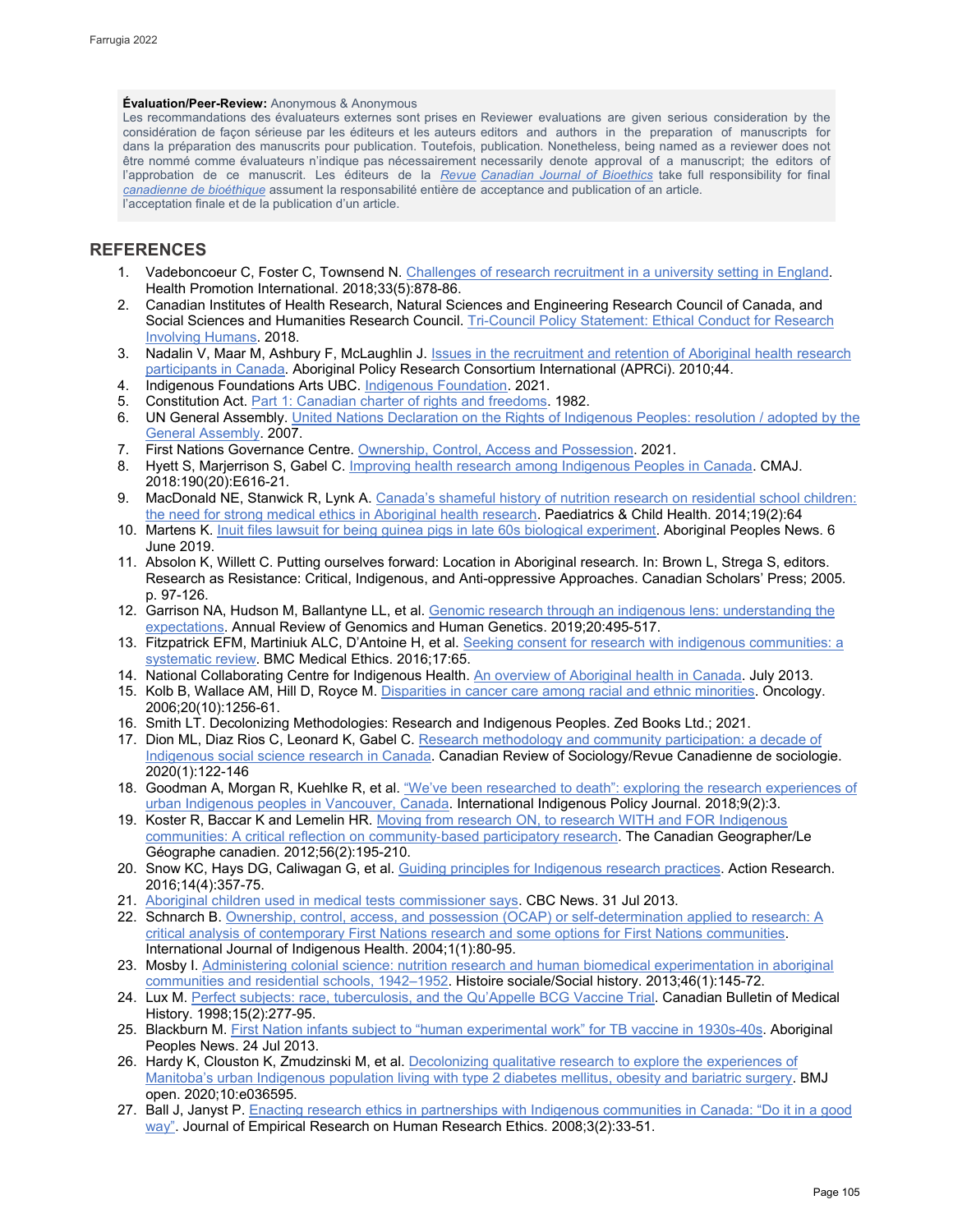**Évaluation/Peer-Review:** Anonymous & Anonymous

Les recommandations des évaluateurs externes sont prises en considération de façon sérieuse par les éditeurs et les auteurs dans la préparation des manuscrits pour publication. Toutefois, être nommé comme évaluateurs n'indique pas nécessairement l'approbation de ce manuscrit. Les éditeurs de la *Revue canadienne de bioéthique* assument la responsabilité entière de l'acceptation finale et de la publication d'un article.

Reviewer evaluations are given serious consideration by the editors and authors in the preparation of manuscripts for publication. Nonetheless, being named as a reviewer does not necessarily denote approval of a manuscript; the editors of *Canadian Journal of Bioethics* take full responsibility for final acceptance and publication of an article.

## REFERENCES

1. Vadeboncoeur C, Foster C, Townsend N. Challenges of research recruitment in a university setting in England. Health Promotion International. 2018;33(5):878-86.
2. Canadian Institutes of Health Research, Natural Sciences and Engineering Research Council of Canada, and Social Sciences and Humanities Research Council. Tri-Council Policy Statement: Ethical Conduct for Research Involving Humans. 2018.
3. Nadalin V, Maar M, Ashbury F, McLaughlin J. Issues in the recruitment and retention of Aboriginal health research participants in Canada. Aboriginal Policy Research Consortium International (APRCi). 2010;44.
4. Indigenous Foundations Arts UBC. Indigenous Foundation. 2021.
5. Constitution Act. Part 1: Canadian charter of rights and freedoms. 1982.
6. UN General Assembly. United Nations Declaration on the Rights of Indigenous Peoples: resolution / adopted by the General Assembly. 2007.
7. First Nations Governance Centre. Ownership, Control, Access and Possession. 2021.
8. Hyett S, Marjerrison S, Gabel C. Improving health research among Indigenous Peoples in Canada. CMAJ. 2018:190(20):E616-21.
9. MacDonald NE, Stanwick R, Lynk A. Canada's shameful history of nutrition research on residential school children: the need for strong medical ethics in Aboriginal health research. Paediatrics & Child Health. 2014;19(2):64
10. Martens K. Inuit files lawsuit for being guinea pigs in late 60s biological experiment. Aboriginal Peoples News. 6 June 2019.
11. Absolon K, Willett C. Putting ourselves forward: Location in Aboriginal research. In: Brown L, Strega S, editors. Research as Resistance: Critical, Indigenous, and Anti-oppressive Approaches. Canadian Scholars' Press; 2005. p. 97-126.
12. Garrison NA, Hudson M, Ballantyne LL, et al. Genomic research through an indigenous lens: understanding the expectations. Annual Review of Genomics and Human Genetics. 2019;20:495-517.
13. Fitzpatrick EFM, Martiniuk ALC, D'Antoine H, et al. Seeking consent for research with indigenous communities: a systematic review. BMC Medical Ethics. 2016;17:65.
14. National Collaborating Centre for Indigenous Health. An overview of Aboriginal health in Canada. July 2013.
15. Kolb B, Wallace AM, Hill D, Royce M. Disparities in cancer care among racial and ethnic minorities. Oncology. 2006;20(10):1256-61.
16. Smith LT. Decolonizing Methodologies: Research and Indigenous Peoples. Zed Books Ltd.; 2021.
17. Dion ML, Diaz Rios C, Leonard K, Gabel C. Research methodology and community participation: a decade of Indigenous social science research in Canada. Canadian Review of Sociology/Revue Canadienne de sociologie. 2020(1):122-146
18. Goodman A, Morgan R, Kuehlke R, et al. "We've been researched to death": exploring the research experiences of urban Indigenous peoples in Vancouver, Canada. International Indigenous Policy Journal. 2018;9(2):3.
19. Koster R, Baccar K and Lemelin HR. Moving from research ON, to research WITH and FOR Indigenous communities: A critical reflection on community-based participatory research. The Canadian Geographer/Le Géographe canadien. 2012;56(2):195-210.
20. Snow KC, Hays DG, Caliwagan G, et al. Guiding principles for Indigenous research practices. Action Research. 2016;14(4):357-75.
21. Aboriginal children used in medical tests commissioner says. CBC News. 31 Jul 2013.
22. Schnarch B. Ownership, control, access, and possession (OCAP) or self-determination applied to research: A critical analysis of contemporary First Nations research and some options for First Nations communities. International Journal of Indigenous Health. 2004;1(1):80-95.
23. Mosby I. Administering colonial science: nutrition research and human biomedical experimentation in aboriginal communities and residential schools, 1942–1952. Histoire sociale/Social history. 2013;46(1):145-72.
24. Lux M. Perfect subjects: race, tuberculosis, and the Qu'Appelle BCG Vaccine Trial. Canadian Bulletin of Medical History. 1998;15(2):277-95.
25. Blackburn M. First Nation infants subject to "human experimental work" for TB vaccine in 1930s-40s. Aboriginal Peoples News. 24 Jul 2013.
26. Hardy K, Clouston K, Zmudzinski M, et al. Decolonizing qualitative research to explore the experiences of Manitoba's urban Indigenous population living with type 2 diabetes mellitus, obesity and bariatric surgery. BMJ open. 2020;10:e036595.
27. Ball J, Janyst P. Enacting research ethics in partnerships with Indigenous communities in Canada: "Do it in a good way". Journal of Empirical Research on Human Research Ethics. 2008;3(2):33-51.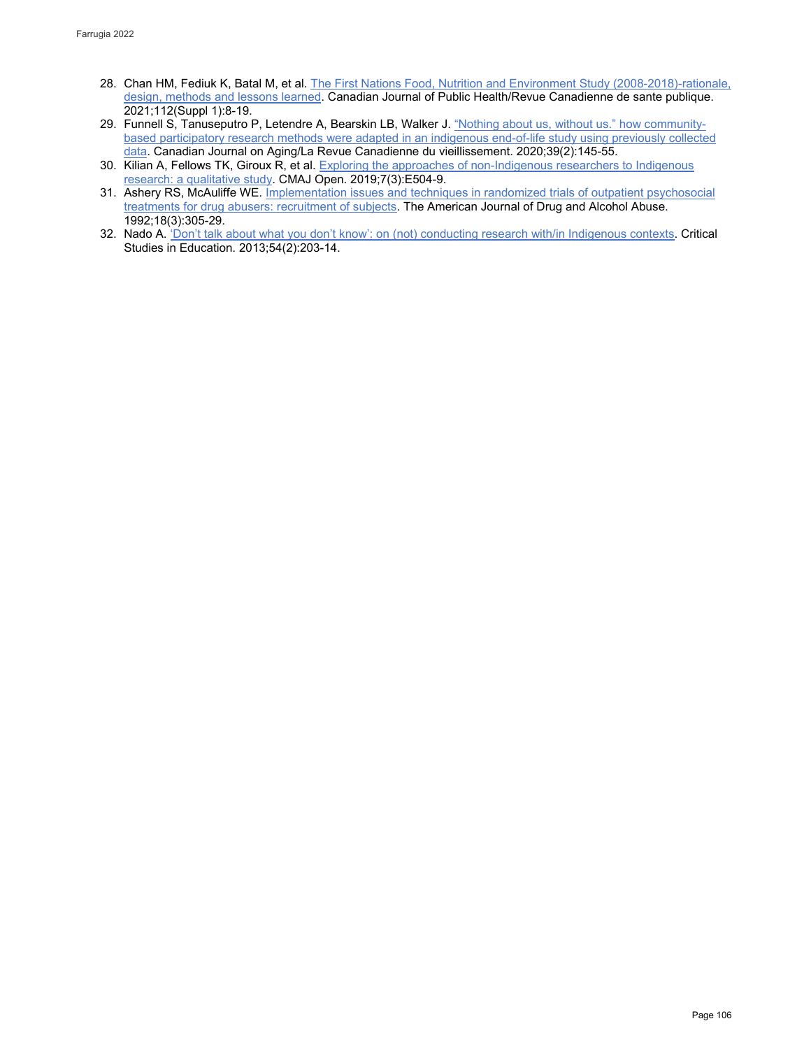28. Chan HM, Fediuk K, Batal M, et al. The First Nations Food, Nutrition and Environment Study (2008-2018)-rationale, design, methods and lessons learned. Canadian Journal of Public Health/Revue Canadienne de sante publique. 2021;112(Suppl 1):8-19.
29. Funnell S, Tanuseputro P, Letendre A, Bearskin LB, Walker J. "Nothing about us, without us." how community-based participatory research methods were adapted in an indigenous end-of-life study using previously collected data. Canadian Journal on Aging/La Revue Canadienne du vieillissement. 2020;39(2):145-55.
30. Kilian A, Fellows TK, Giroux R, et al. Exploring the approaches of non-Indigenous researchers to Indigenous research: a qualitative study. CMAJ Open. 2019;7(3):E504-9.
31. Ashery RS, McAuliffe WE. Implementation issues and techniques in randomized trials of outpatient psychosocial treatments for drug abusers: recruitment of subjects. The American Journal of Drug and Alcohol Abuse. 1992;18(3):305-29.
32. Nado A. 'Don't talk about what you don't know': on (not) conducting research with/in Indigenous contexts. Critical Studies in Education. 2013;54(2):203-14.